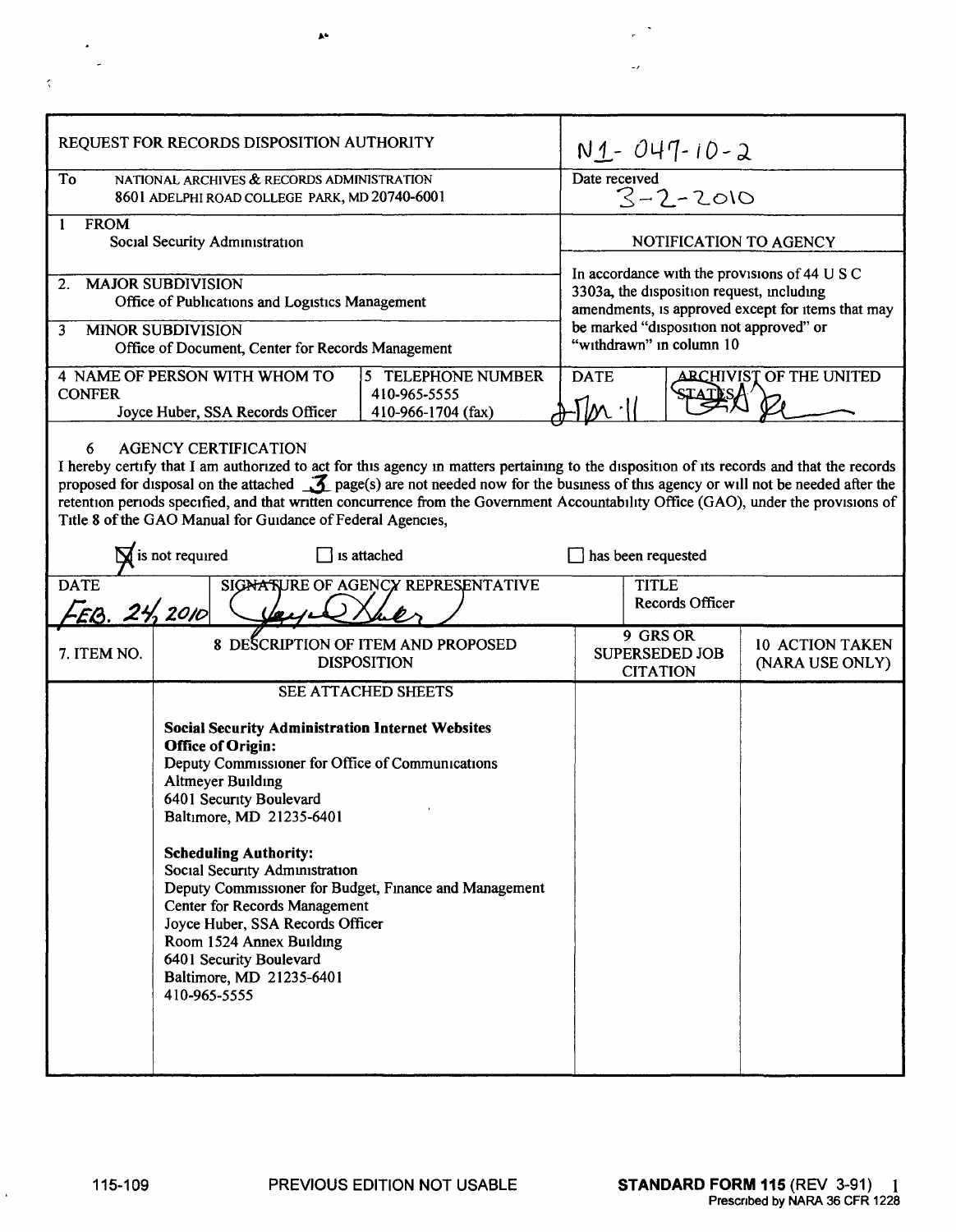| REQUEST FOR RECORDS DISPOSITION AUTHORITY | | N1-047-10-2 |
|---|---|---|
| To NATIONAL ARCHIVES & RECORDS ADMINISTRATION 8601 ADELPHI ROAD COLLEGE PARK, MD 20740-6001 | | Date received 3-2-2010 |
| 1 FROM Social Security Administration | | NOTIFICATION TO AGENCY |
| 2. MAJOR SUBDIVISION Office of Publications and Logistics Management | | In accordance with the provisions of 44 U S C 3303a, the disposition request, including amendments, is approved except for items that may be marked "disposition not approved" or "withdrawn" in column 10 |
| 3 MINOR SUBDIVISION Office of Document, Center for Records Management | | |
| 4 NAME OF PERSON WITH WHOM TO CONFER Joyce Huber, SSA Records Officer | 5 TELEPHONE NUMBER 410-965-5555 410-966-1704 (fax) | DATE 7 Jan 11 — ARCHIVIST OF THE UNITED STATES |

6 AGENCY CERTIFICATION

I hereby certify that I am authorized to act for this agency in matters pertaining to the disposition of its records and that the records proposed for disposal on the attached 3 page(s) are not needed now for the business of this agency or will not be needed after the retention periods specified, and that written concurrence from the Government Accountability Office (GAO), under the provisions of Title 8 of the GAO Manual for Guidance of Federal Agencies,

☒ is not required ☐ is attached ☐ has been requested

| DATE | SIGNATURE OF AGENCY REPRESENTATIVE | TITLE |
|---|---|---|
| FEB. 24, 2010 | [signature] | Records Officer |

| 7. ITEM NO. | 8 DESCRIPTION OF ITEM AND PROPOSED DISPOSITION | 9 GRS OR SUPERSEDED JOB CITATION | 10 ACTION TAKEN (NARA USE ONLY) |
|---|---|---|---|
| | SEE ATTACHED SHEETS<br><br>**Social Security Administration Internet Websites**<br>**Office of Origin:**<br>Deputy Commissioner for Office of Communications<br>Altmeyer Building<br>6401 Security Boulevard<br>Baltimore, MD 21235-6401<br><br>**Scheduling Authority:**<br>Social Security Administration<br>Deputy Commissioner for Budget, Finance and Management<br>Center for Records Management<br>Joyce Huber, SSA Records Officer<br>Room 1524 Annex Building<br>6401 Security Boulevard<br>Baltimore, MD 21235-6401<br>410-965-5555 | | |

115-109 PREVIOUS EDITION NOT USABLE **STANDARD FORM 115** (REV 3-91) Prescribed by NARA 36 CFR 1228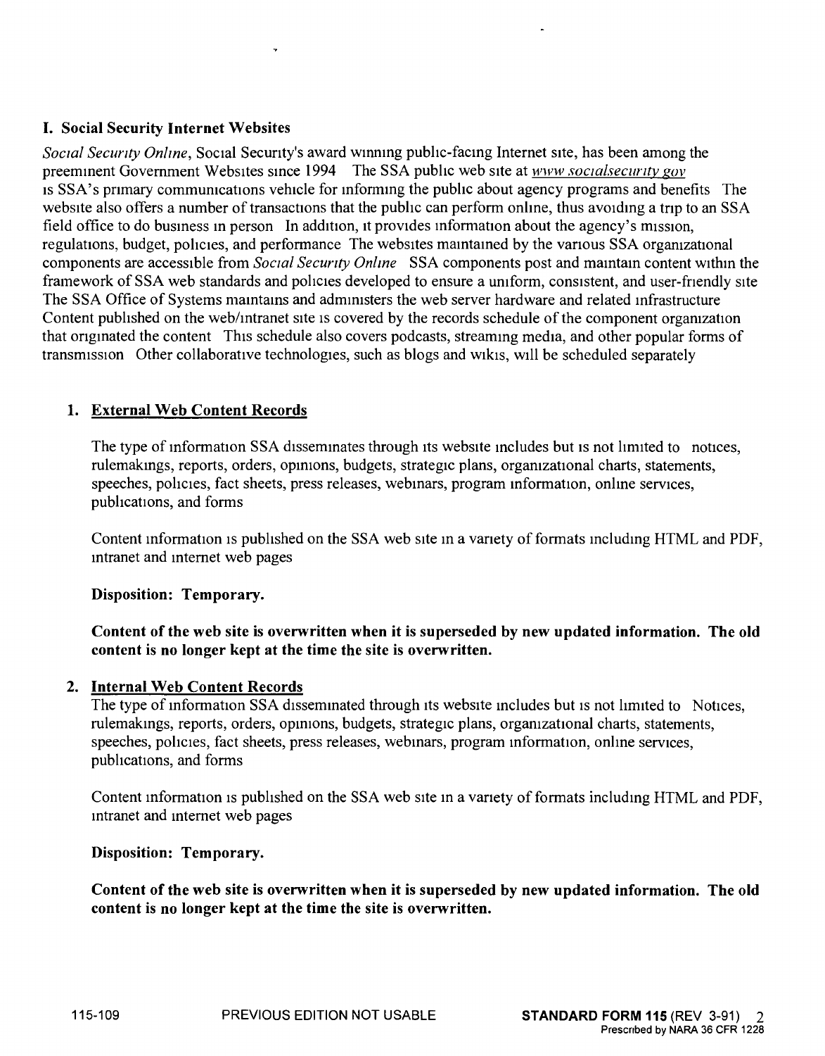## I. Social Security Internet Websites

*Social Security Online*, Social Security's award winning public-facing Internet site, has been among the preeminent Government Websites since 1994 The SSA public web site at www.socialsecurity.gov is SSA's primary communications vehicle for informing the public about agency programs and benefits The website also offers a number of transactions that the public can perform online, thus avoiding a trip to an SSA field office to do business in person In addition, it provides information about the agency's mission, regulations, budget, policies, and performance The websites maintained by the various SSA organizational components are accessible from *Social Security Online* SSA components post and maintain content within the framework of SSA web standards and policies developed to ensure a uniform, consistent, and user-friendly site The SSA Office of Systems maintains and administers the web server hardware and related infrastructure Content published on the web/intranet site is covered by the records schedule of the component organization that originated the content This schedule also covers podcasts, streaming media, and other popular forms of transmission Other collaborative technologies, such as blogs and wikis, will be scheduled separately

### 1. External Web Content Records

The type of information SSA disseminates through its website includes but is not limited to notices, rulemakings, reports, orders, opinions, budgets, strategic plans, organizational charts, statements, speeches, policies, fact sheets, press releases, webinars, program information, online services, publications, and forms

Content information is published on the SSA web site in a variety of formats including HTML and PDF, intranet and internet web pages

**Disposition: Temporary.**

**Content of the web site is overwritten when it is superseded by new updated information. The old content is no longer kept at the time the site is overwritten.**

### 2. Internal Web Content Records

The type of information SSA disseminated through its website includes but is not limited to Notices, rulemakings, reports, orders, opinions, budgets, strategic plans, organizational charts, statements, speeches, policies, fact sheets, press releases, webinars, program information, online services, publications, and forms

Content information is published on the SSA web site in a variety of formats including HTML and PDF, intranet and internet web pages

**Disposition: Temporary.**

**Content of the web site is overwritten when it is superseded by new updated information. The old content is no longer kept at the time the site is overwritten.**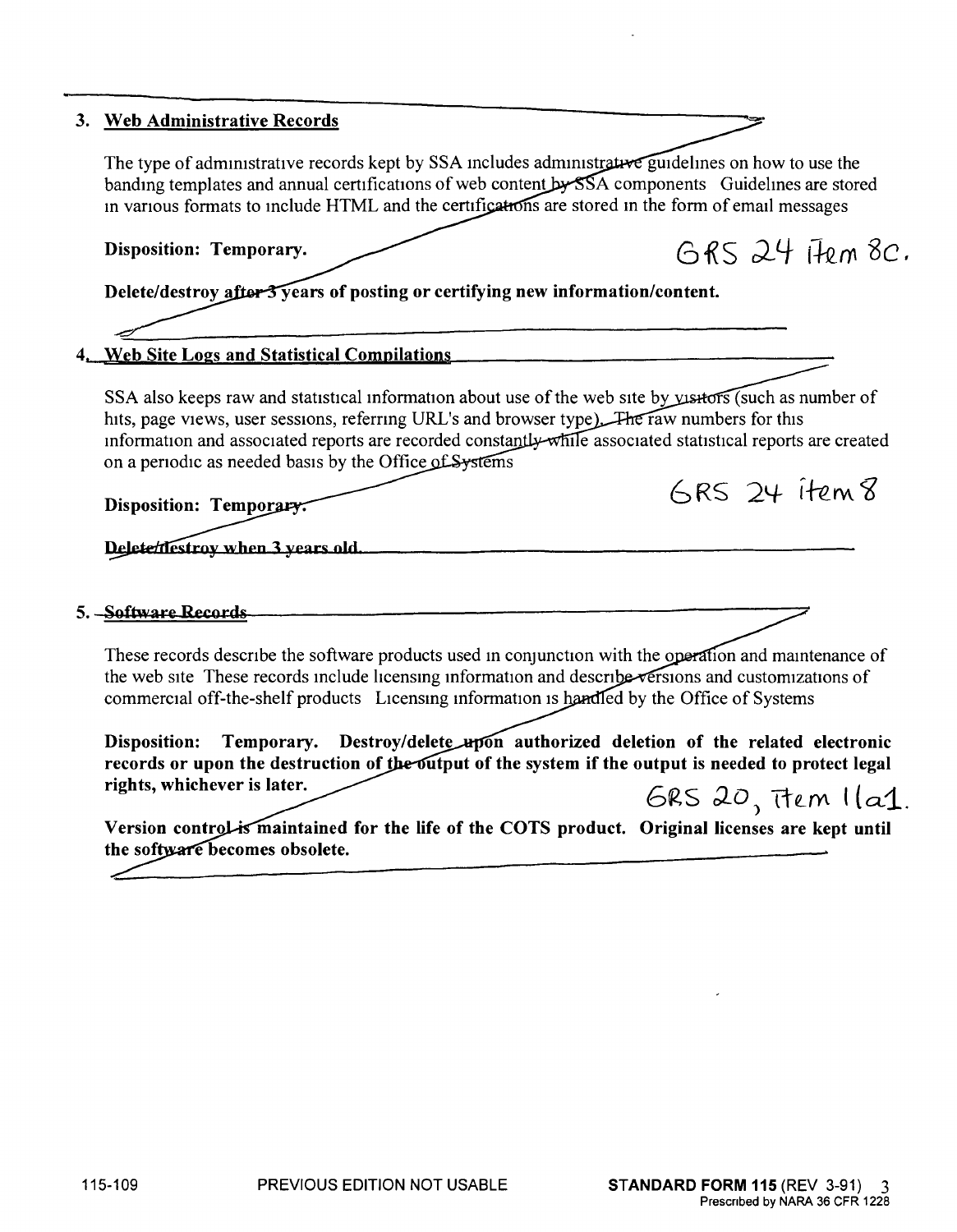### 3. Web Administrative Records

The type of administrative records kept by SSA includes administrative guidelines on how to use the banding templates and annual certifications of web content by SSA components Guidelines are stored in various formats to include HTML and the certifications are stored in the form of email messages

**Disposition: Temporary.** GRS 24 item 8c.

**Delete/destroy after 3 years of posting or certifying new information/content.**

### 4. Web Site Logs and Statistical Compilations

SSA also keeps raw and statistical information about use of the web site by visitors (such as number of hits, page views, user sessions, referring URL's and browser type). The raw numbers for this information and associated reports are recorded constantly while associated statistical reports are created on a periodic as needed basis by the Office of Systems

**Disposition: Temporary.** GRS 24 item 8

**Delete/destroy when 3 years old.**

### 5. Software Records

These records describe the software products used in conjunction with the operation and maintenance of the web site These records include licensing information and describe versions and customizations of commercial off-the-shelf products Licensing information is handled by the Office of Systems

**Disposition: Temporary. Destroy/delete upon authorized deletion of the related electronic records or upon the destruction of the output of the system if the output is needed to protect legal rights, whichever is later.** GRS 20, Item 11a1.

**Version control is maintained for the life of the COTS product. Original licenses are kept until the software becomes obsolete.**

115-109 PREVIOUS EDITION NOT USABLE **STANDARD FORM 115** (REV 3-91)
Prescribed by NARA 36 CFR 1228